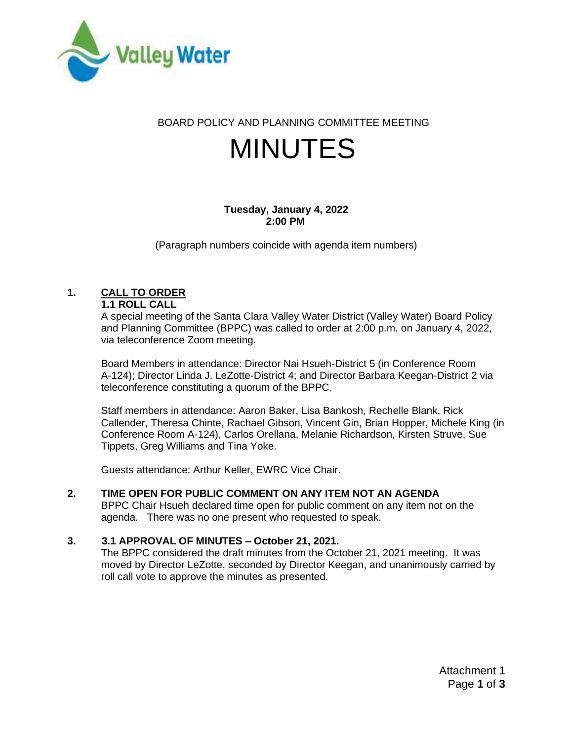BOARD POLICY AND PLANNING COMMITTEE MEETING

# MINUTES

**Tuesday, January 4, 2022**
**2:00 PM**

(Paragraph numbers coincide with agenda item numbers)

**1. <u>CALL TO ORDER</u>**

**1.1 ROLL CALL**

A special meeting of the Santa Clara Valley Water District (Valley Water) Board Policy and Planning Committee (BPPC) was called to order at 2:00 p.m. on January 4, 2022, via teleconference Zoom meeting.

Board Members in attendance: Director Nai Hsueh-District 5 (in Conference Room A-124); Director Linda J. LeZotte-District 4; and Director Barbara Keegan-District 2 via teleconference constituting a quorum of the BPPC.

Staff members in attendance: Aaron Baker, Lisa Bankosh, Rechelle Blank, Rick Callender, Theresa Chinte, Rachael Gibson, Vincent Gin, Brian Hopper, Michele King (in Conference Room A-124), Carlos Orellana, Melanie Richardson, Kirsten Struve, Sue Tippets, Greg Williams and Tina Yoke.

Guests attendance: Arthur Keller, EWRC Vice Chair.

**2. TIME OPEN FOR PUBLIC COMMENT ON ANY ITEM NOT AN AGENDA**

BPPC Chair Hsueh declared time open for public comment on any item not on the agenda. There was no one present who requested to speak.

**3. 3.1 APPROVAL OF MINUTES – October 21, 2021.**

The BPPC considered the draft minutes from the October 21, 2021 meeting. It was moved by Director LeZotte, seconded by Director Keegan, and unanimously carried by roll call vote to approve the minutes as presented.

Attachment 1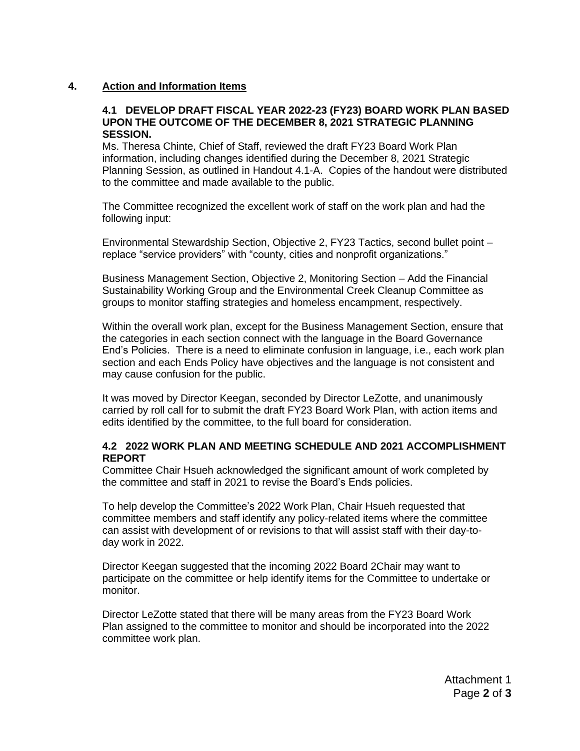## 4. Action and Information Items

### 4.1 DEVELOP DRAFT FISCAL YEAR 2022-23 (FY23) BOARD WORK PLAN BASED UPON THE OUTCOME OF THE DECEMBER 8, 2021 STRATEGIC PLANNING SESSION.

Ms. Theresa Chinte, Chief of Staff, reviewed the draft FY23 Board Work Plan information, including changes identified during the December 8, 2021 Strategic Planning Session, as outlined in Handout 4.1-A. Copies of the handout were distributed to the committee and made available to the public.

The Committee recognized the excellent work of staff on the work plan and had the following input:

Environmental Stewardship Section, Objective 2, FY23 Tactics, second bullet point – replace "service providers" with "county, cities and nonprofit organizations."

Business Management Section, Objective 2, Monitoring Section – Add the Financial Sustainability Working Group and the Environmental Creek Cleanup Committee as groups to monitor staffing strategies and homeless encampment, respectively.

Within the overall work plan, except for the Business Management Section, ensure that the categories in each section connect with the language in the Board Governance End's Policies. There is a need to eliminate confusion in language, i.e., each work plan section and each Ends Policy have objectives and the language is not consistent and may cause confusion for the public.

It was moved by Director Keegan, seconded by Director LeZotte, and unanimously carried by roll call for to submit the draft FY23 Board Work Plan, with action items and edits identified by the committee, to the full board for consideration.

### 4.2 2022 WORK PLAN AND MEETING SCHEDULE AND 2021 ACCOMPLISHMENT REPORT

Committee Chair Hsueh acknowledged the significant amount of work completed by the committee and staff in 2021 to revise the Board's Ends policies.

To help develop the Committee's 2022 Work Plan, Chair Hsueh requested that committee members and staff identify any policy-related items where the committee can assist with development of or revisions to that will assist staff with their day-to-day work in 2022.

Director Keegan suggested that the incoming 2022 Board 2Chair may want to participate on the committee or help identify items for the Committee to undertake or monitor.

Director LeZotte stated that there will be many areas from the FY23 Board Work Plan assigned to the committee to monitor and should be incorporated into the 2022 committee work plan.

Attachment 1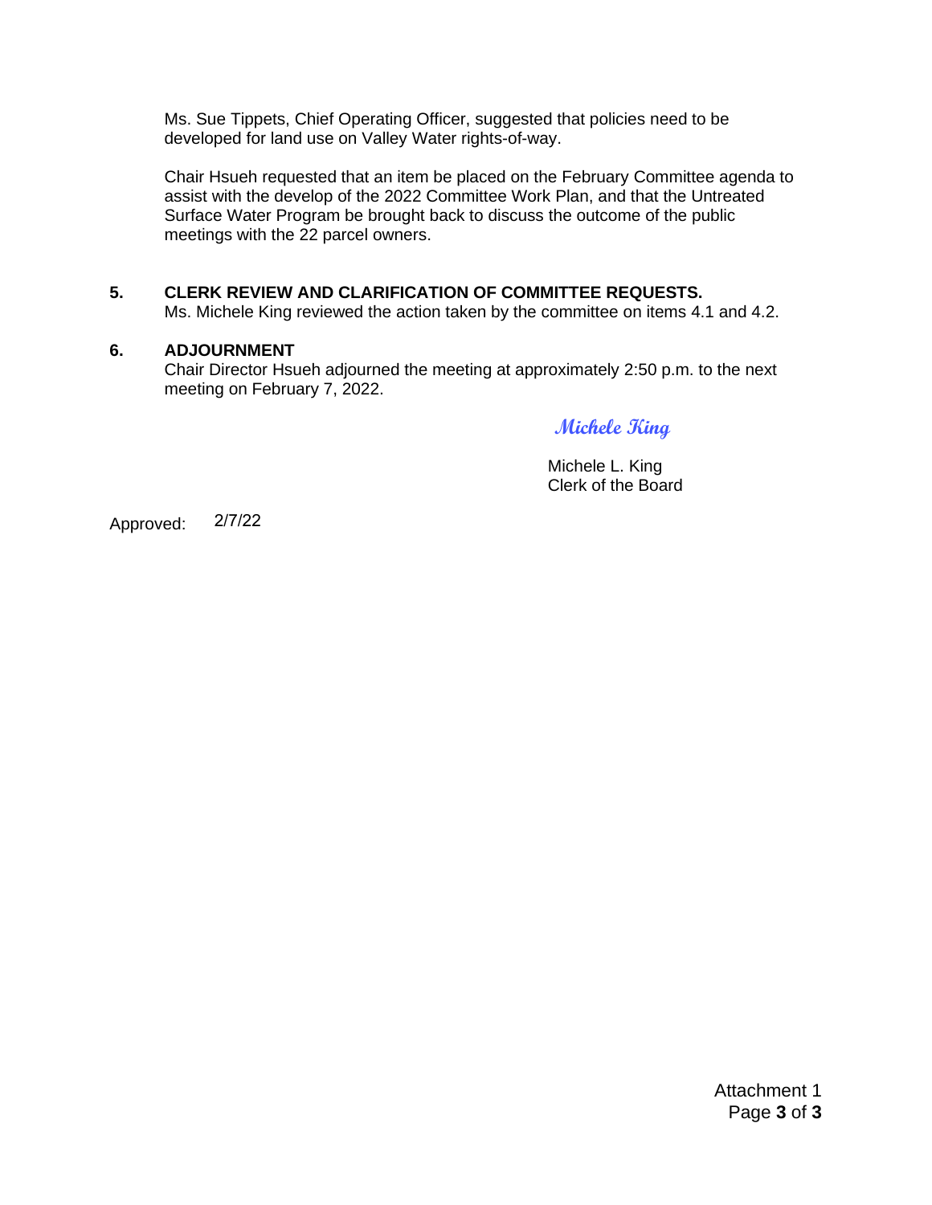Ms. Sue Tippets, Chief Operating Officer, suggested that policies need to be developed for land use on Valley Water rights-of-way.

Chair Hsueh requested that an item be placed on the February Committee agenda to assist with the develop of the 2022 Committee Work Plan, and that the Untreated Surface Water Program be brought back to discuss the outcome of the public meetings with the 22 parcel owners.

**5. CLERK REVIEW AND CLARIFICATION OF COMMITTEE REQUESTS.**

Ms. Michele King reviewed the action taken by the committee on items 4.1 and 4.2.

**6. ADJOURNMENT**

Chair Director Hsueh adjourned the meeting at approximately 2:50 p.m. to the next meeting on February 7, 2022.

*Michele King*

Michele L. King
Clerk of the Board

Approved: 2/7/22

Attachment 1